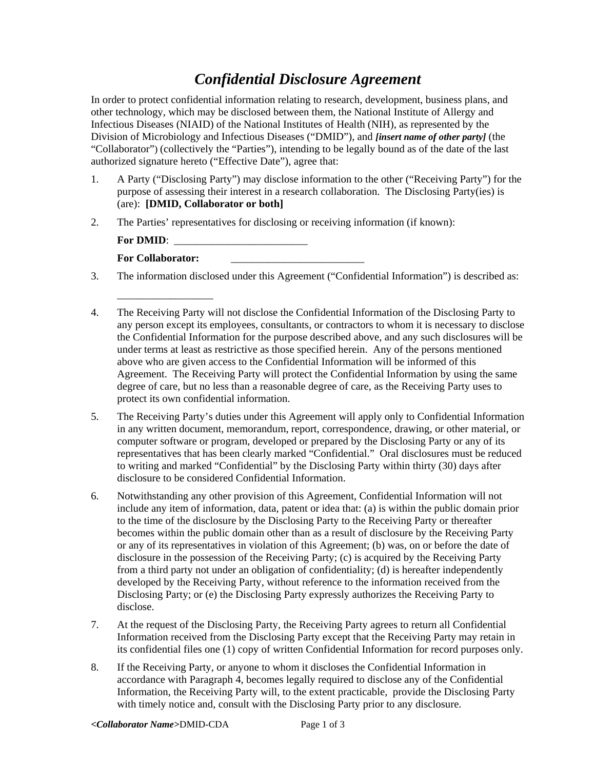# *Confidential Disclosure Agreement*

In order to protect confidential information relating to research, development, business plans, and other technology, which may be disclosed between them, the National Institute of Allergy and Infectious Diseases (NIAID) of the National Institutes of Health (NIH), as represented by the Division of Microbiology and Infectious Diseases ("DMID"), and ***[insert name of other party]*** (the "Collaborator") (collectively the "Parties"), intending to be legally bound as of the date of the last authorized signature hereto ("Effective Date"), agree that:

1. A Party ("Disclosing Party") may disclose information to the other ("Receiving Party") for the purpose of assessing their interest in a research collaboration. The Disclosing Party(ies) is (are): **[DMID, Collaborator or both]**

2. The Parties' representatives for disclosing or receiving information (if known):

   **For DMID**: _________________________

   **For Collaborator:** _________________________

3. The information disclosed under this Agreement ("Confidential Information") is described as:

   _________________

4. The Receiving Party will not disclose the Confidential Information of the Disclosing Party to any person except its employees, consultants, or contractors to whom it is necessary to disclose the Confidential Information for the purpose described above, and any such disclosures will be under terms at least as restrictive as those specified herein. Any of the persons mentioned above who are given access to the Confidential Information will be informed of this Agreement. The Receiving Party will protect the Confidential Information by using the same degree of care, but no less than a reasonable degree of care, as the Receiving Party uses to protect its own confidential information.

5. The Receiving Party's duties under this Agreement will apply only to Confidential Information in any written document, memorandum, report, correspondence, drawing, or other material, or computer software or program, developed or prepared by the Disclosing Party or any of its representatives that has been clearly marked "Confidential." Oral disclosures must be reduced to writing and marked "Confidential" by the Disclosing Party within thirty (30) days after disclosure to be considered Confidential Information.

6. Notwithstanding any other provision of this Agreement, Confidential Information will not include any item of information, data, patent or idea that: (a) is within the public domain prior to the time of the disclosure by the Disclosing Party to the Receiving Party or thereafter becomes within the public domain other than as a result of disclosure by the Receiving Party or any of its representatives in violation of this Agreement; (b) was, on or before the date of disclosure in the possession of the Receiving Party; (c) is acquired by the Receiving Party from a third party not under an obligation of confidentiality; (d) is hereafter independently developed by the Receiving Party, without reference to the information received from the Disclosing Party; or (e) the Disclosing Party expressly authorizes the Receiving Party to disclose.

7. At the request of the Disclosing Party, the Receiving Party agrees to return all Confidential Information received from the Disclosing Party except that the Receiving Party may retain in its confidential files one (1) copy of written Confidential Information for record purposes only.

8. If the Receiving Party, or anyone to whom it discloses the Confidential Information in accordance with Paragraph 4, becomes legally required to disclose any of the Confidential Information, the Receiving Party will, to the extent practicable, provide the Disclosing Party with timely notice and, consult with the Disclosing Party prior to any disclosure.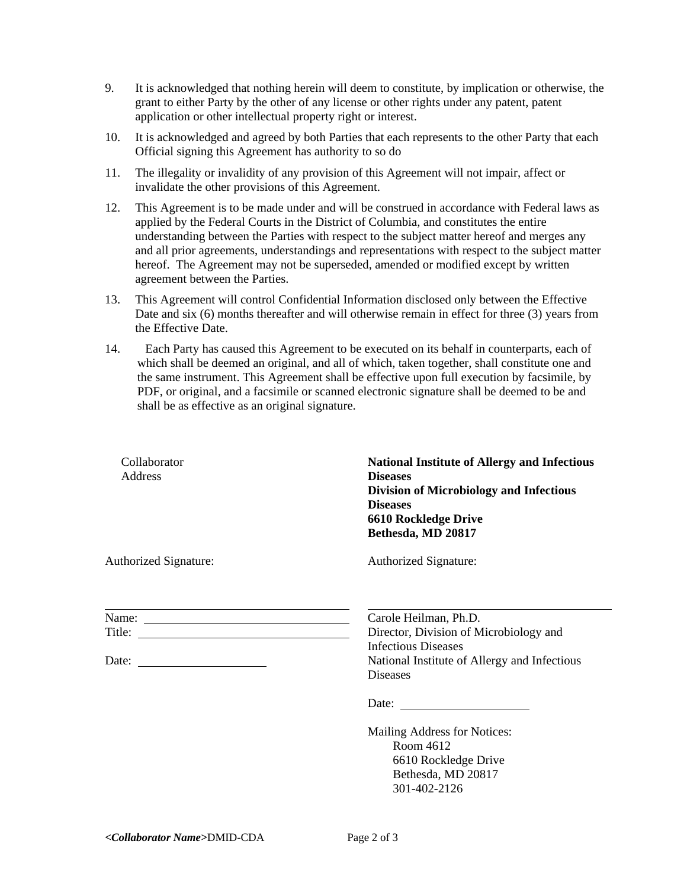9. It is acknowledged that nothing herein will deem to constitute, by implication or otherwise, the grant to either Party by the other of any license or other rights under any patent, patent application or other intellectual property right or interest.

10. It is acknowledged and agreed by both Parties that each represents to the other Party that each Official signing this Agreement has authority to so do

11. The illegality or invalidity of any provision of this Agreement will not impair, affect or invalidate the other provisions of this Agreement.

12. This Agreement is to be made under and will be construed in accordance with Federal laws as applied by the Federal Courts in the District of Columbia, and constitutes the entire understanding between the Parties with respect to the subject matter hereof and merges any and all prior agreements, understandings and representations with respect to the subject matter hereof. The Agreement may not be superseded, amended or modified except by written agreement between the Parties.

13. This Agreement will control Confidential Information disclosed only between the Effective Date and six (6) months thereafter and will otherwise remain in effect for three (3) years from the Effective Date.

14. Each Party has caused this Agreement to be executed on its behalf in counterparts, each of which shall be deemed an original, and all of which, taken together, shall constitute one and the same instrument. This Agreement shall be effective upon full execution by facsimile, by PDF, or original, and a facsimile or scanned electronic signature shall be deemed to be and shall be as effective as an original signature.

| | |
|---|---|
| Collaborator<br>Address | **National Institute of Allergy and Infectious Diseases**<br>**Division of Microbiology and Infectious Diseases**<br>**6610 Rockledge Drive**<br>**Bethesda, MD 20817** |
| Authorized Signature: | Authorized Signature: |
| \_\_\_\_\_\_\_\_\_\_\_\_\_\_\_\_\_\_\_\_\_\_\_\_\_\_\_\_\_\_ | \_\_\_\_\_\_\_\_\_\_\_\_\_\_\_\_\_\_\_\_\_\_\_\_\_\_\_\_\_\_ |
| Name: \_\_\_\_\_\_\_\_\_\_\_\_\_\_\_\_\_\_\_\_\_\_\_\_<br>Title: \_\_\_\_\_\_\_\_\_\_\_\_\_\_\_\_\_\_\_\_\_\_\_\_<br><br>Date: \_\_\_\_\_\_\_\_\_\_\_\_\_\_\_\_ | Carole Heilman, Ph.D.<br>Director, Division of Microbiology and Infectious Diseases<br>National Institute of Allergy and Infectious Diseases<br><br>Date: \_\_\_\_\_\_\_\_\_\_\_\_\_\_\_\_<br><br>Mailing Address for Notices:<br>Room 4612<br>6610 Rockledge Drive<br>Bethesda, MD 20817<br>301-402-2126 |

***<Collaborator Name>***DMID-CDA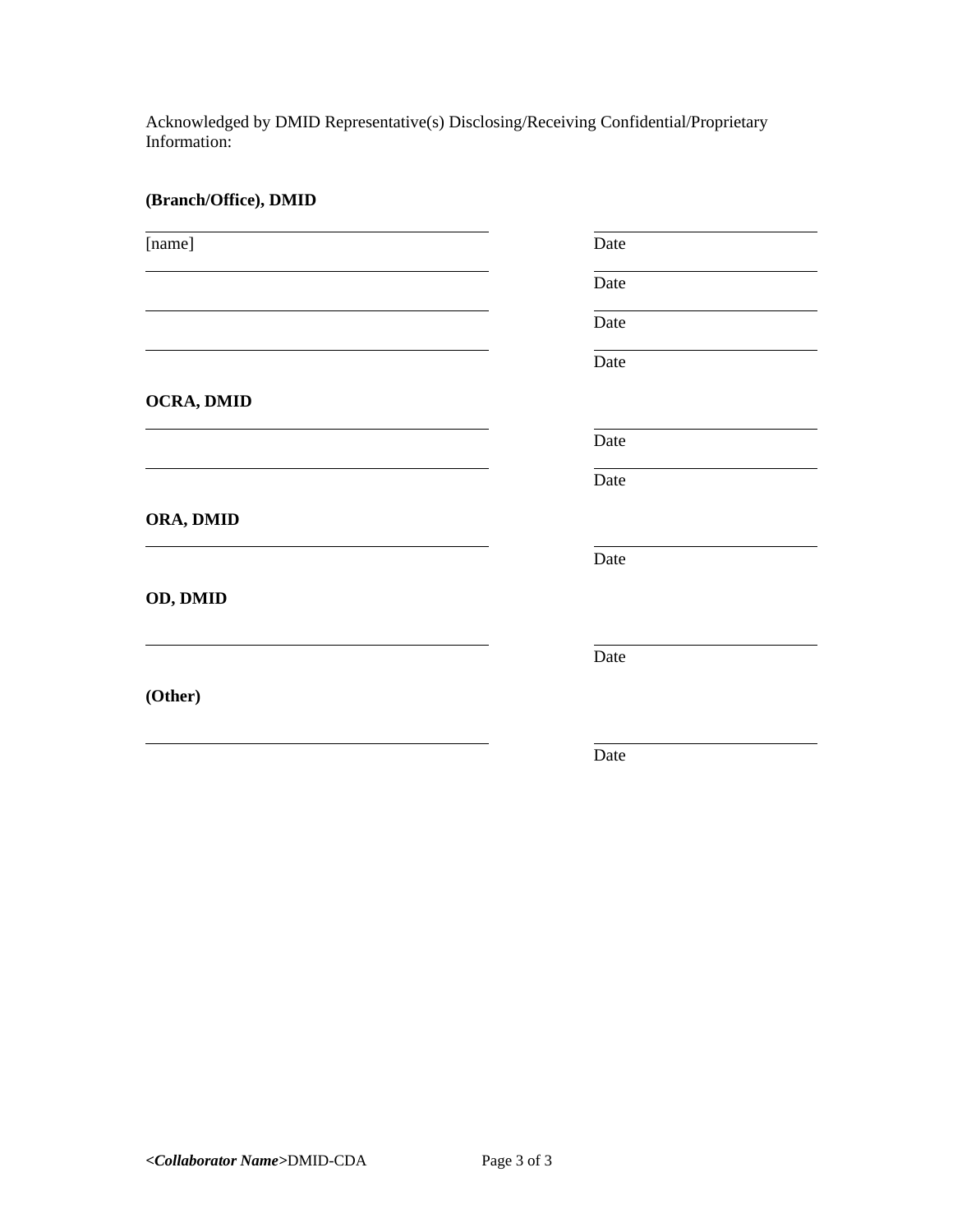Acknowledged by DMID Representative(s) Disclosing/Receiving Confidential/Proprietary Information:

**(Branch/Office), DMID**

| | |
|---|---|
| ______________________________ | ____________________ |
| [name] | Date |
| ______________________________ | ____________________ |
| | Date |
| ______________________________ | ____________________ |
| | Date |
| ______________________________ | ____________________ |
| | Date |

**OCRA, DMID**

| | |
|---|---|
| ______________________________ | ____________________ |
| | Date |
| ______________________________ | ____________________ |
| | Date |

**ORA, DMID**

| | |
|---|---|
| ______________________________ | ____________________ |
| | Date |

**OD, DMID**

| | |
|---|---|
| ______________________________ | ____________________ |
| | Date |

**(Other)**

| | |
|---|---|
| ______________________________ | ____________________ |
| | Date |